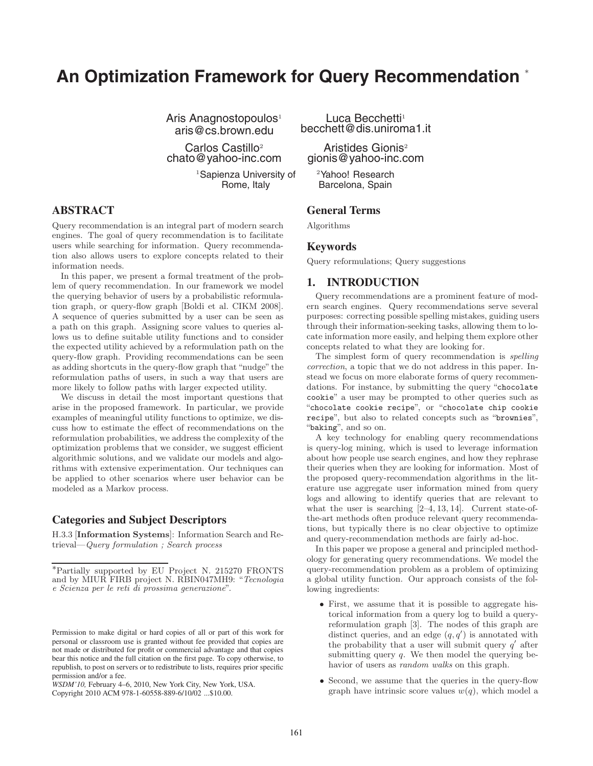# An Optimization Framework for Query Recommendation [*]

Aris Anagnostopoulos[1]
aris@cs.brown.edu

Luca Becchetti[1]
becchett@dis.uniroma1.it

Carlos Castillo[2]
chato@yahoo-inc.com

Aristides Gionis[2]
gionis@yahoo-inc.com

[1]Sapienza University of Rome, Italy

[2]Yahoo! Research Barcelona, Spain

## ABSTRACT

Query recommendation is an integral part of modern search engines. The goal of query recommendation is to facilitate users while searching for information. Query recommendation also allows users to explore concepts related to their information needs.

In this paper, we present a formal treatment of the problem of query recommendation. In our framework we model the querying behavior of users by a probabilistic reformulation graph, or query-flow graph [Boldi et al. CIKM 2008]. A sequence of queries submitted by a user can be seen as a path on this graph. Assigning score values to queries allows us to define suitable utility functions and to consider the expected utility achieved by a reformulation path on the query-flow graph. Providing recommendations can be seen as adding shortcuts in the query-flow graph that "nudge" the reformulation paths of users, in such a way that users are more likely to follow paths with larger expected utility.

We discuss in detail the most important questions that arise in the proposed framework. In particular, we provide examples of meaningful utility functions to optimize, we discuss how to estimate the effect of recommendations on the reformulation probabilities, we address the complexity of the optimization problems that we consider, we suggest efficient algorithmic solutions, and we validate our models and algorithms with extensive experimentation. Our techniques can be applied to other scenarios where user behavior can be modeled as a Markov process.

## Categories and Subject Descriptors

H.3.3 [**Information Systems**]: Information Search and Retrieval—*Query formulation ; Search process*

## General Terms

Algorithms

## Keywords

Query reformulations; Query suggestions

## 1. INTRODUCTION

Query recommendations are a prominent feature of modern search engines. Query recommendations serve several purposes: correcting possible spelling mistakes, guiding users through their information-seeking tasks, allowing them to locate information more easily, and helping them explore other concepts related to what they are looking for.

The simplest form of query recommendation is *spelling correction*, a topic that we do not address in this paper. Instead we focus on more elaborate forms of query recommendations. For instance, by submitting the query "`chocolate cookie`" a user may be prompted to other queries such as "`chocolate cookie recipe`", or "`chocolate chip cookie recipe`", but also to related concepts such as "`brownies`", "`baking`", and so on.

A key technology for enabling query recommendations is query-log mining, which is used to leverage information about how people use search engines, and how they rephrase their queries when they are looking for information. Most of the proposed query-recommendation algorithms in the literature use aggregate user information mined from query logs and allowing to identify queries that are relevant to what the user is searching [2–4, 13, 14]. Current state-of-the-art methods often produce relevant query recommendations, but typically there is no clear objective to optimize and query-recommendation methods are fairly ad-hoc.

In this paper we propose a general and principled methodology for generating query recommendations. We model the query-recommendation problem as a problem of optimizing a global utility function. Our approach consists of the following ingredients:

- First, we assume that it is possible to aggregate historical information from a query log to build a query-reformulation graph [3]. The nodes of this graph are distinct queries, and an edge $(q, q')$ is annotated with the probability that a user will submit query $q'$ after submitting query $q$. We then model the querying behavior of users as *random walks* on this graph.
- Second, we assume that the queries in the query-flow graph have intrinsic score values $w(q)$, which model a

---

*Partially supported by EU Project N. 215270 FRONTS and by MIUR FIRB project N. RBIN047MH9: "*Tecnologia e Scienza per le reti di prossima generazione*".

Permission to make digital or hard copies of all or part of this work for personal or classroom use is granted without fee provided that copies are not made or distributed for profit or commercial advantage and that copies bear this notice and the full citation on the first page. To copy otherwise, to republish, to post on servers or to redistribute to lists, requires prior specific permission and/or a fee.
*WSDM'10,* February 4–6, 2010, New York City, New York, USA.
Copyright 2010 ACM 978-1-60558-889-6/10/02 ...$10.00.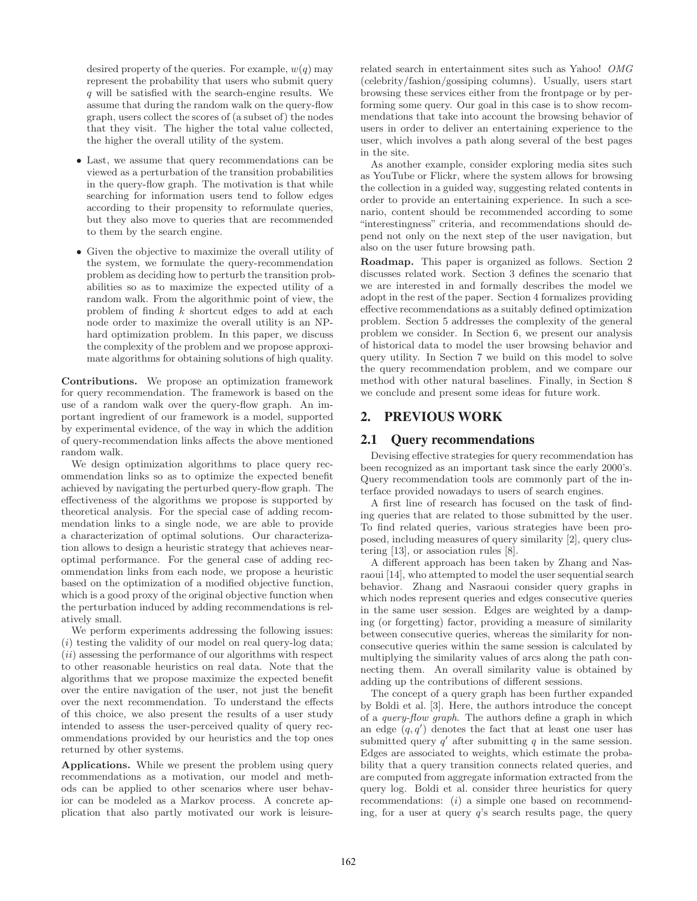desired property of the queries. For example, $w(q)$ may represent the probability that users who submit query $q$ will be satisfied with the search-engine results. We assume that during the random walk on the query-flow graph, users collect the scores of (a subset of) the nodes that they visit. The higher the total value collected, the higher the overall utility of the system.

- Last, we assume that query recommendations can be viewed as a perturbation of the transition probabilities in the query-flow graph. The motivation is that while searching for information users tend to follow edges according to their propensity to reformulate queries, but they also move to queries that are recommended to them by the search engine.
- Given the objective to maximize the overall utility of the system, we formulate the query-recommendation problem as deciding how to perturb the transition probabilities so as to maximize the expected utility of a random walk. From the algorithmic point of view, the problem of finding $k$ shortcut edges to add at each node order to maximize the overall utility is an NP-hard optimization problem. In this paper, we discuss the complexity of the problem and we propose approximate algorithms for obtaining solutions of high quality.

**Contributions.** We propose an optimization framework for query recommendation. The framework is based on the use of a random walk over the query-flow graph. An important ingredient of our framework is a model, supported by experimental evidence, of the way in which the addition of query-recommendation links affects the above mentioned random walk.

We design optimization algorithms to place query recommendation links so as to optimize the expected benefit achieved by navigating the perturbed query-flow graph. The effectiveness of the algorithms we propose is supported by theoretical analysis. For the special case of adding recommendation links to a single node, we are able to provide a characterization of optimal solutions. Our characterization allows to design a heuristic strategy that achieves near-optimal performance. For the general case of adding recommendation links from each node, we propose a heuristic based on the optimization of a modified objective function, which is a good proxy of the original objective function when the perturbation induced by adding recommendations is relatively small.

We perform experiments addressing the following issues: ($i$) testing the validity of our model on real query-log data; ($ii$) assessing the performance of our algorithms with respect to other reasonable heuristics on real data. Note that the algorithms that we propose maximize the expected benefit over the entire navigation of the user, not just the benefit over the next recommendation. To understand the effects of this choice, we also present the results of a user study intended to assess the user-perceived quality of query recommendations provided by our heuristics and the top ones returned by other systems.

**Applications.** While we present the problem using query recommendations as a motivation, our model and methods can be applied to other scenarios where user behavior can be modeled as a Markov process. A concrete application that also partly motivated our work is leisure-related search in entertainment sites such as Yahoo! *OMG* (celebrity/fashion/gossiping columns). Usually, users start browsing these services either from the frontpage or by performing some query. Our goal in this case is to show recommendations that take into account the browsing behavior of users in order to deliver an entertaining experience to the user, which involves a path along several of the best pages in the site.

As another example, consider exploring media sites such as YouTube or Flickr, where the system allows for browsing the collection in a guided way, suggesting related contents in order to provide an entertaining experience. In such a scenario, content should be recommended according to some "interestingness" criteria, and recommendations should depend not only on the next step of the user navigation, but also on the user future browsing path.

**Roadmap.** This paper is organized as follows. Section 2 discusses related work. Section 3 defines the scenario that we are interested in and formally describes the model we adopt in the rest of the paper. Section 4 formalizes providing effective recommendations as a suitably defined optimization problem. Section 5 addresses the complexity of the general problem we consider. In Section 6, we present our analysis of historical data to model the user browsing behavior and query utility. In Section 7 we build on this model to solve the query recommendation problem, and we compare our method with other natural baselines. Finally, in Section 8 we conclude and present some ideas for future work.

## 2. PREVIOUS WORK

### 2.1 Query recommendations

Devising effective strategies for query recommendation has been recognized as an important task since the early 2000's. Query recommendation tools are commonly part of the interface provided nowadays to users of search engines.

A first line of research has focused on the task of finding queries that are related to those submitted by the user. To find related queries, various strategies have been proposed, including measures of query similarity [2], query clustering [13], or association rules [8].

A different approach has been taken by Zhang and Nasraoui [14], who attempted to model the user sequential search behavior. Zhang and Nasraoui consider query graphs in which nodes represent queries and edges consecutive queries in the same user session. Edges are weighted by a damping (or forgetting) factor, providing a measure of similarity between consecutive queries, whereas the similarity for non-consecutive queries within the same session is calculated by multiplying the similarity values of arcs along the path connecting them. An overall similarity value is obtained by adding up the contributions of different sessions.

The concept of a query graph has been further expanded by Boldi et al. [3]. Here, the authors introduce the concept of a *query-flow graph*. The authors define a graph in which an edge $(q, q')$ denotes the fact that at least one user has submitted query $q'$ after submitting $q$ in the same session. Edges are associated to weights, which estimate the probability that a query transition connects related queries, and are computed from aggregate information extracted from the query log. Boldi et al. consider three heuristics for query recommendations: ($i$) a simple one based on recommending, for a user at query $q$'s search results page, the query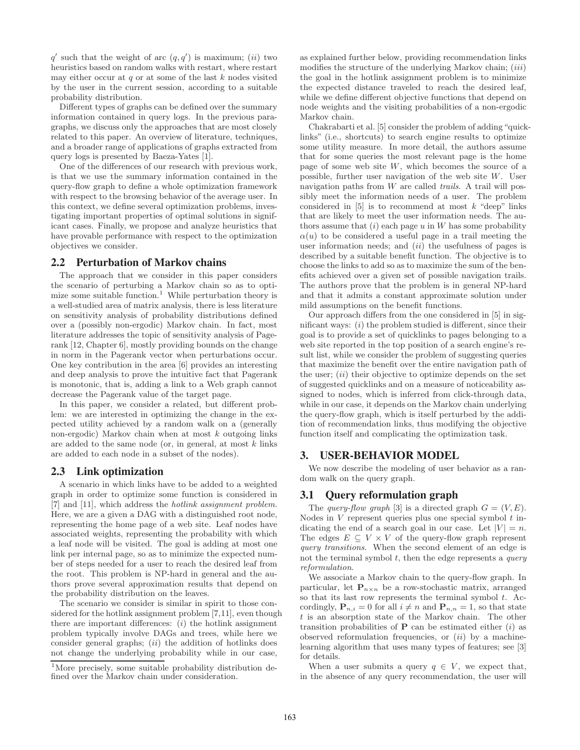$q'$ such that the weight of arc $(q, q')$ is maximum; $(ii)$ two heuristics based on random walks with restart, where restart may either occur at $q$ or at some of the last $k$ nodes visited by the user in the current session, according to a suitable probability distribution.

Different types of graphs can be defined over the summary information contained in query logs. In the previous paragraphs, we discuss only the approaches that are most closely related to this paper. An overview of literature, techniques, and a broader range of applications of graphs extracted from query logs is presented by Baeza-Yates [1].

One of the differences of our research with previous work, is that we use the summary information contained in the query-flow graph to define a whole optimization framework with respect to the browsing behavior of the average user. In this context, we define several optimization problems, investigating important properties of optimal solutions in significant cases. Finally, we propose and analyze heuristics that have provable performance with respect to the optimization objectives we consider.

## 2.2 Perturbation of Markov chains

The approach that we consider in this paper considers the scenario of perturbing a Markov chain so as to optimize some suitable function.[1] While perturbation theory is a well-studied area of matrix analysis, there is less literature on sensitivity analysis of probability distributions defined over a (possibly non-ergodic) Markov chain. In fact, most literature addresses the topic of sensitivity analysis of Pagerank [12, Chapter 6], mostly providing bounds on the change in norm in the Pagerank vector when perturbations occur. One key contribution in the area [6] provides an interesting and deep analysis to prove the intuitive fact that Pagerank is monotonic, that is, adding a link to a Web graph cannot decrease the Pagerank value of the target page.

In this paper, we consider a related, but different problem: we are interested in optimizing the change in the expected utility achieved by a random walk on a (generally non-ergodic) Markov chain when at most $k$ outgoing links are added to the same node (or, in general, at most $k$ links are added to each node in a subset of the nodes).

## 2.3 Link optimization

A scenario in which links have to be added to a weighted graph in order to optimize some function is considered in [7] and [11], which address the *hotlink assignment problem*. Here, we are a given a DAG with a distinguished root node, representing the home page of a web site. Leaf nodes have associated weights, representing the probability with which a leaf node will be visited. The goal is adding at most one link per internal page, so as to minimize the expected number of steps needed for a user to reach the desired leaf from the root. This problem is NP-hard in general and the authors prove several approximation results that depend on the probability distribution on the leaves.

The scenario we consider is similar in spirit to those considered for the hotlink assignment problem [7,11], even though there are important differences: $(i)$ the hotlink assignment problem typically involve DAGs and trees, while here we consider general graphs; $(ii)$ the addition of hotlinks does not change the underlying probability while in our case, as explained further below, providing recommendation links modifies the structure of the underlying Markov chain; $(iii)$ the goal in the hotlink assignment problem is to minimize the expected distance traveled to reach the desired leaf, while we define different objective functions that depend on node weights and the visiting probabilities of a non-ergodic Markov chain.

Chakrabarti et al. [5] consider the problem of adding "quicklinks" (i.e., shortcuts) to search engine results to optimize some utility measure. In more detail, the authors assume that for some queries the most relevant page is the home page of some web site $W$, which becomes the source of a possible, further user navigation of the web site $W$. User navigation paths from $W$ are called *trails*. A trail will possibly meet the information needs of a user. The problem considered in [5] is to recommend at most $k$ "deep" links that are likely to meet the user information needs. The authors assume that $(i)$ each page $u$ in $W$ has some probability $\alpha(u)$ to be considered a useful page in a trail meeting the user information needs; and $(ii)$ the usefulness of pages is described by a suitable benefit function. The objective is to choose the links to add so as to maximize the sum of the benefits achieved over a given set of possible navigation trails. The authors prove that the problem is in general NP-hard and that it admits a constant approximate solution under mild assumptions on the benefit functions.

Our approach differs from the one considered in [5] in significant ways: $(i)$ the problem studied is different, since their goal is to provide a set of quicklinks to pages belonging to a web site reported in the top position of a search engine's result list, while we consider the problem of suggesting queries that maximize the benefit over the entire navigation path of the user; $(ii)$ their objective to optimize depends on the set of suggested quicklinks and on a measure of noticeability assigned to nodes, which is inferred from click-through data, while in our case, it depends on the Markov chain underlying the query-flow graph, which is itself perturbed by the addition of recommendation links, thus modifying the objective function itself and complicating the optimization task.

# 3. USER-BEHAVIOR MODEL

We now describe the modeling of user behavior as a random walk on the query graph.

## 3.1 Query reformulation graph

The *query-flow graph* [3] is a directed graph $G = (V, E)$. Nodes in $V$ represent queries plus one special symbol $t$ indicating the end of a search goal in our case. Let $|V| = n$. The edges $E \subseteq V \times V$ of the query-flow graph represent *query transitions*. When the second element of an edge is not the terminal symbol $t$, then the edge represents a *query reformulation*.

We associate a Markov chain to the query-flow graph. In particular, let $\mathbf{P}_{n \times n}$ be a row-stochastic matrix, arranged so that its last row represents the terminal symbol $t$. Accordingly, $\mathbf{P}_{n,i} = 0$ for all $i \neq n$ and $\mathbf{P}_{n,n} = 1$, so that state $t$ is an absorption state of the Markov chain. The other transition probabilities of $\mathbf{P}$ can be estimated either $(i)$ as observed reformulation frequencies, or $(ii)$ by a machine-learning algorithm that uses many types of features; see [3] for details.

When a user submits a query $q \in V$, we expect that, in the absence of any query recommendation, the user will

[1] More precisely, some suitable probability distribution defined over the Markov chain under consideration.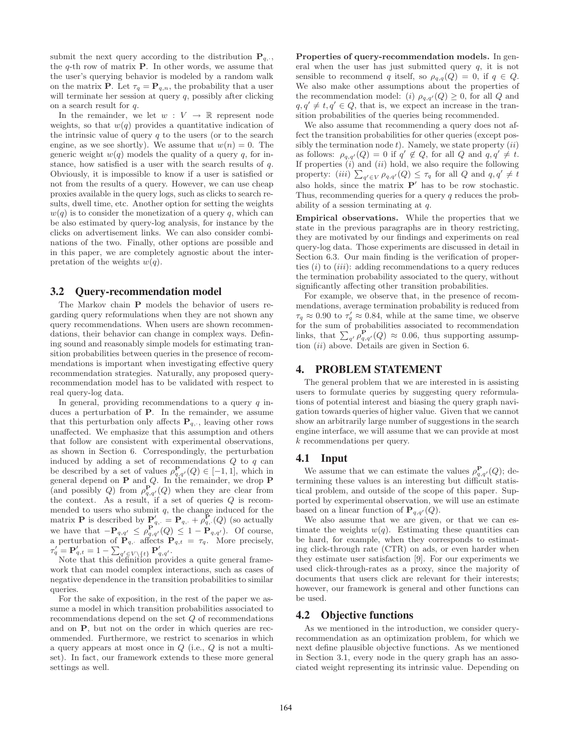submit the next query according to the distribution $\mathbf{P}_{q,\cdot}$, the $q$-th row of matrix $\mathbf{P}$. In other words, we assume that the user's querying behavior is modeled by a random walk on the matrix $\mathbf{P}$. Let $\tau_q = \mathbf{P}_{q,n}$, the probability that a user will terminate her session at query $q$, possibly after clicking on a search result for $q$.

In the remainder, we let $w : V \to \mathbb{R}$ represent node weights, so that $w(q)$ provides a quantitative indication of the intrinsic value of query $q$ to the users (or to the search engine, as we see shortly). We assume that $w(n) = 0$. The generic weight $w(q)$ models the quality of a query $q$, for instance, how satisfied is a user with the search results of $q$. Obviously, it is impossible to know if a user is satisfied or not from the results of a query. However, we can use cheap proxies available in the query logs, such as clicks to search results, dwell time, etc. Another option for setting the weights $w(q)$ is to consider the monetization of a query $q$, which can be also estimated by query-log analysis, for instance by the clicks on advertisement links. We can also consider combinations of the two. Finally, other options are possible and in this paper, we are completely agnostic about the interpretation of the weights $w(q)$.

## 3.2 Query-recommendation model

The Markov chain $\mathbf{P}$ models the behavior of users regarding query reformulations when they are not shown any query recommendations. When users are shown recommendations, their behavior can change in complex ways. Defining sound and reasonably simple models for estimating transition probabilities between queries in the presence of recommendations is important when investigating effective query recommendation strategies. Naturally, any proposed query-recommendation model has to be validated with respect to real query-log data.

In general, providing recommendations to a query $q$ induces a perturbation of $\mathbf{P}$. In the remainder, we assume that this perturbation only affects $\mathbf{P}_{q,\cdot}$, leaving other rows unaffected. We emphasize that this assumption and others that follow are consistent with experimental observations, as shown in Section 6. Correspondingly, the perturbation induced by adding a set of recommendations $Q$ to $q$ can be described by a set of values $\rho^{\mathbf{P}}_{q,q'}(Q) \in [-1, 1]$, which in general depend on $\mathbf{P}$ and $Q$. In the remainder, we drop $\mathbf{P}$ (and possibly $Q$) from $\rho^{\mathbf{P}}_{q,q'}(Q)$ when they are clear from the context. As a result, if a set of queries $Q$ is recommended to users who submit $q$, the change induced for the matrix $\mathbf{P}$ is described by $\mathbf{P}'_{q,\cdot} = \mathbf{P}_{q,\cdot} + \rho^{\mathbf{P}}_{q,\cdot}(Q)$ (so actually we have that $-\mathbf{P}_{q,q'} \leq \rho^{\mathbf{P}}_{q,q'}(Q) \leq 1 - \mathbf{P}_{q,q'}$). Of course, a perturbation of $\mathbf{P}_{q,\cdot}$ affects $\mathbf{P}_{q,t} = \tau_q$. More precisely, $\tau'_q = \mathbf{P}'_{q,t} = 1 - \sum_{q' \in V \setminus \{t\}} \mathbf{P}'_{q,q'}$.

Note that this definition provides a quite general framework that can model complex interactions, such as cases of negative dependence in the transition probabilities to similar queries.

For the sake of exposition, in the rest of the paper we assume a model in which transition probabilities associated to recommendations depend on the set $Q$ of recommendations and on $\mathbf{P}$, but not on the order in which queries are recommended. Furthermore, we restrict to scenarios in which a query appears at most once in $Q$ (i.e., $Q$ is not a multiset). In fact, our framework extends to these more general settings as well.

**Properties of query-recommendation models.** In general when the user has just submitted query $q$, it is not sensible to recommend $q$ itself, so $\rho_{q,q}(Q) = 0$, if $q \in Q$. We also make other assumptions about the properties of the recommendation model: ($i$) $\rho_{q,q'}(Q) \geq 0$, for all $Q$ and $q, q' \neq t, q' \in Q$, that is, we expect an increase in the transition probabilities of the queries being recommended.

We also assume that recommending a query does not affect the transition probabilities for other queries (except possibly the termination node $t$). Namely, we state property ($ii$) as follows: $\rho_{q,q'}(Q) = 0$ if $q' \notin Q$, for all $Q$ and $q, q' \neq t$. If properties ($i$) and ($ii$) hold, we also require the following property: ($iii$) $\sum_{q' \in V} \rho_{q,q'}(Q) \leq \tau_q$ for all $Q$ and $q, q' \neq t$ also holds, since the matrix $\mathbf{P}'$ has to be row stochastic. Thus, recommending queries for a query $q$ reduces the probability of a session terminating at $q$.

**Empirical observations.** While the properties that we state in the previous paragraphs are in theory restricting, they are motivated by our findings and experiments on real query-log data. Those experiments are discussed in detail in Section 6.3. Our main finding is the verification of properties ($i$) to ($iii$): adding recommendations to a query reduces the termination probability associated to the query, without significantly affecting other transition probabilities.

For example, we observe that, in the presence of recommendations, average termination probability is reduced from $\tau_q \approx 0.90$ to $\tau'_q \approx 0.84$, while at the same time, we observe for the sum of probabilities associated to recommendation links, that $\sum_{q'} \rho^{\mathbf{P}}_{q,q'}(Q) \approx 0.06$, thus supporting assumption ($ii$) above. Details are given in Section 6.

# 4. PROBLEM STATEMENT

The general problem that we are interested in is assisting users to formulate queries by suggesting query reformulations of potential interest and biasing the query graph navigation towards queries of higher value. Given that we cannot show an arbitrarily large number of suggestions in the search engine interface, we will assume that we can provide at most $k$ recommendations per query.

## 4.1 Input

We assume that we can estimate the values $\rho^{\mathbf{P}}_{q,q'}(Q)$; determining these values is an interesting but difficult statistical problem, and outside of the scope of this paper. Supported by experimental observation, we will use an estimate based on a linear function of $\mathbf{P}_{q,q'}(Q)$.

We also assume that we are given, or that we can estimate the weights $w(q)$. Estimating these quantities can be hard, for example, when they corresponds to estimating click-through rate (CTR) on ads, or even harder when they estimate user satisfaction [9]. For our experiments we used click-through-rates as a proxy, since the majority of documents that users click are relevant for their interests; however, our framework is general and other functions can be used.

## 4.2 Objective functions

As we mentioned in the introduction, we consider query-recommendation as an optimization problem, for which we next define plausible objective functions. As we mentioned in Section 3.1, every node in the query graph has an associated weight representing its intrinsic value. Depending on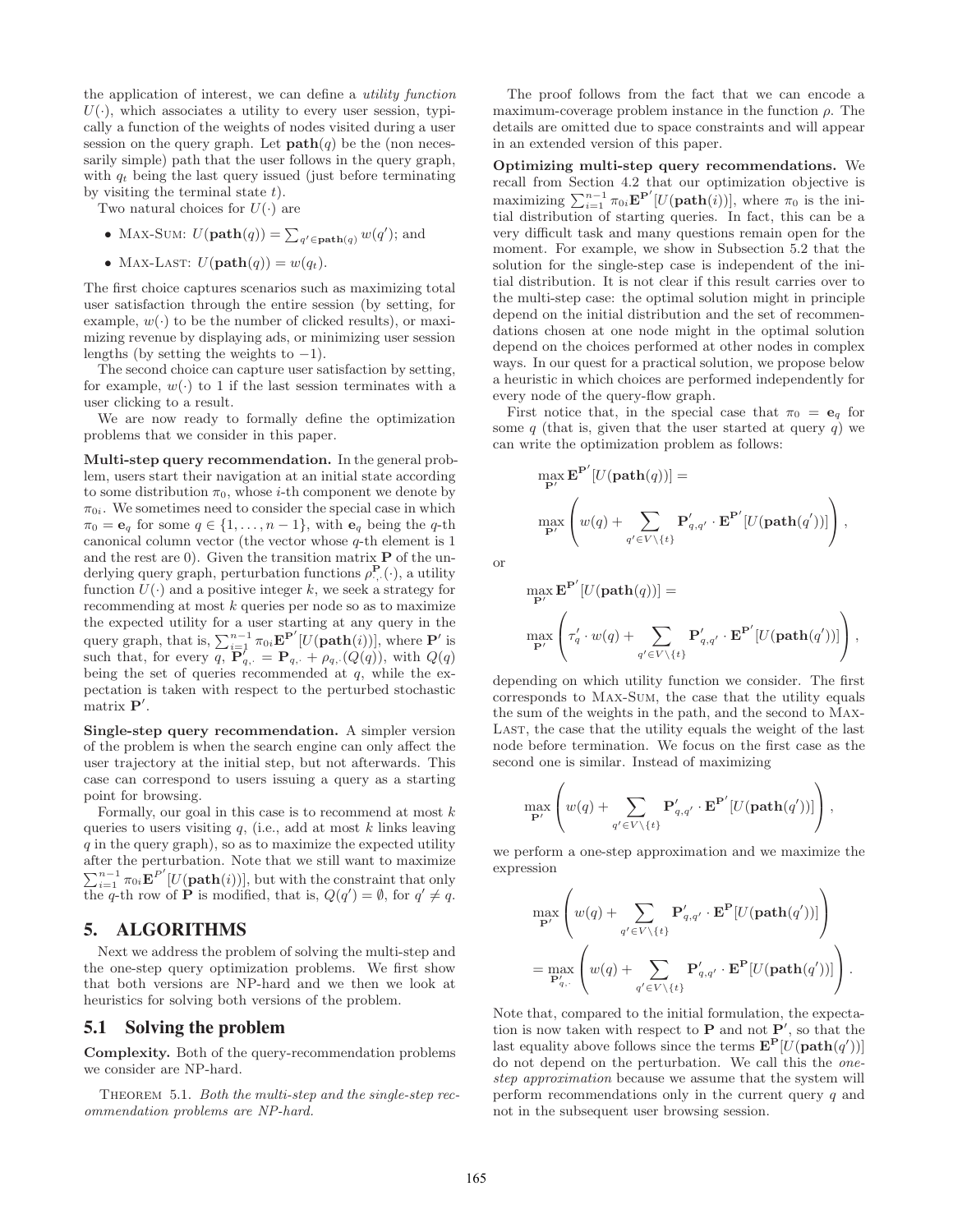the application of interest, we can define a *utility function* $U(\cdot)$, which associates a utility to every user session, typically a function of the weights of nodes visited during a user session on the query graph. Let $\mathbf{path}(q)$ be the (non necessarily simple) path that the user follows in the query graph, with $q_t$ being the last query issued (just before terminating by visiting the terminal state $t$).

Two natural choices for $U(\cdot)$ are

- MAX-SUM: $U(\mathbf{path}(q)) = \sum_{q' \in \mathbf{path}(q)} w(q')$; and
- MAX-LAST: $U(\mathbf{path}(q)) = w(q_t)$.

The first choice captures scenarios such as maximizing total user satisfaction through the entire session (by setting, for example, $w(\cdot)$ to be the number of clicked results), or maximizing revenue by displaying ads, or minimizing user session lengths (by setting the weights to $-1$).

The second choice can capture user satisfaction by setting, for example, $w(\cdot)$ to 1 if the last session terminates with a user clicking to a result.

We are now ready to formally define the optimization problems that we consider in this paper.

**Multi-step query recommendation.** In the general problem, users start their navigation at an initial state according to some distribution $\pi_0$, whose $i$-th component we denote by $\pi_{0i}$. We sometimes need to consider the special case in which $\pi_0 = \mathbf{e}_q$ for some $q \in \{1, \ldots, n-1\}$, with $\mathbf{e}_q$ being the $q$-th canonical column vector (the vector whose $q$-th element is 1 and the rest are 0). Given the transition matrix $\mathbf{P}$ of the underlying query graph, perturbation functions $\rho^{\mathbf{P}}_{\cdot,\cdot}(\cdot)$, a utility function $U(\cdot)$ and a positive integer $k$, we seek a strategy for recommending at most $k$ queries per node so as to maximize the expected utility for a user starting at any query in the query graph, that is, $\sum_{i=1}^{n-1} \pi_{0i} \mathbf{E}^{\mathbf{P}'}[U(\mathbf{path}(i))]$, where $\mathbf{P}'$ is such that, for every $q$, $\mathbf{P}'_{q,\cdot} = \mathbf{P}_{q,\cdot} + \rho_{q,\cdot}(Q(q))$, with $Q(q)$ being the set of queries recommended at $q$, while the expectation is taken with respect to the perturbed stochastic matrix $\mathbf{P}'$.

**Single-step query recommendation.** A simpler version of the problem is when the search engine can only affect the user trajectory at the initial step, but not afterwards. This case can correspond to users issuing a query as a starting point for browsing.

Formally, our goal in this case is to recommend at most $k$ queries to users visiting $q$, (i.e., add at most $k$ links leaving $q$ in the query graph), so as to maximize the expected utility after the perturbation. Note that we still want to maximize $\sum_{i=1}^{n-1} \pi_{0i} \mathbf{E}^{P'}[U(\mathbf{path}(i))]$, but with the constraint that only the $q$-th row of $\mathbf{P}$ is modified, that is, $Q(q') = \emptyset$, for $q' \neq q$.

# 5. ALGORITHMS

Next we address the problem of solving the multi-step and the one-step query optimization problems. We first show that both versions are NP-hard and we then we look at heuristics for solving both versions of the problem.

## 5.1 Solving the problem

**Complexity.** Both of the query-recommendation problems we consider are NP-hard.

THEOREM 5.1. *Both the multi-step and the single-step recommendation problems are NP-hard.*

The proof follows from the fact that we can encode a maximum-coverage problem instance in the function $\rho$. The details are omitted due to space constraints and will appear in an extended version of this paper.

**Optimizing multi-step query recommendations.** We recall from Section 4.2 that our optimization objective is maximizing $\sum_{i=1}^{n-1} \pi_{0i} \mathbf{E}^{\mathbf{P}'}[U(\mathbf{path}(i))]$, where $\pi_0$ is the initial distribution of starting queries. In fact, this can be a very difficult task and many questions remain open for the moment. For example, we show in Subsection 5.2 that the solution for the single-step case is independent of the initial distribution. It is not clear if this result carries over to the multi-step case: the optimal solution might in principle depend on the initial distribution and the set of recommendations chosen at one node might in the optimal solution depend on the choices performed at other nodes in complex ways. In our quest for a practical solution, we propose below a heuristic in which choices are performed independently for every node of the query-flow graph.

First notice that, in the special case that $\pi_0 = \mathbf{e}_q$ for some $q$ (that is, given that the user started at query $q$) we can write the optimization problem as follows:

$$
\max_{\mathbf{P}'} \mathbf{E}^{\mathbf{P}'}[U(\mathbf{path}(q))] = \max_{\mathbf{P}'} \left( w(q) + \sum_{q' \in V \setminus \{t\}} \mathbf{P}'_{q,q'} \cdot \mathbf{E}^{\mathbf{P}'}[U(\mathbf{path}(q'))] \right),
$$

or

$$
\max_{\mathbf{P}'} \mathbf{E}^{\mathbf{P}'}[U(\mathbf{path}(q))] = \max_{\mathbf{P}'} \left( \tau'_q \cdot w(q) + \sum_{q' \in V \setminus \{t\}} \mathbf{P}'_{q,q'} \cdot \mathbf{E}^{\mathbf{P}'}[U(\mathbf{path}(q'))] \right),
$$

depending on which utility function we consider. The first corresponds to MAX-SUM, the case that the utility equals the sum of the weights in the path, and the second to MAX-LAST, the case that the utility equals the weight of the last node before termination. We focus on the first case as the second one is similar. Instead of maximizing

$$
\max_{\mathbf{P}'} \left( w(q) + \sum_{q' \in V \setminus \{t\}} \mathbf{P}'_{q,q'} \cdot \mathbf{E}^{\mathbf{P}'}[U(\mathbf{path}(q'))] \right),
$$

we perform a one-step approximation and we maximize the expression

$$
\max_{\mathbf{P}'} \left( w(q) + \sum_{q' \in V \setminus \{t\}} \mathbf{P}'_{q,q'} \cdot \mathbf{E}^{\mathbf{P}}[U(\mathbf{path}(q'))] \right)
= \max_{\mathbf{P}'_{q,\cdot}} \left( w(q) + \sum_{q' \in V \setminus \{t\}} \mathbf{P}'_{q,q'} \cdot \mathbf{E}^{\mathbf{P}}[U(\mathbf{path}(q'))] \right).
$$

Note that, compared to the initial formulation, the expectation is now taken with respect to $\mathbf{P}$ and not $\mathbf{P}'$, so that the last equality above follows since the terms $\mathbf{E}^{\mathbf{P}}[U(\mathbf{path}(q'))]$ do not depend on the perturbation. We call this the *one-step approximation* because we assume that the system will perform recommendations only in the current query $q$ and not in the subsequent user browsing session.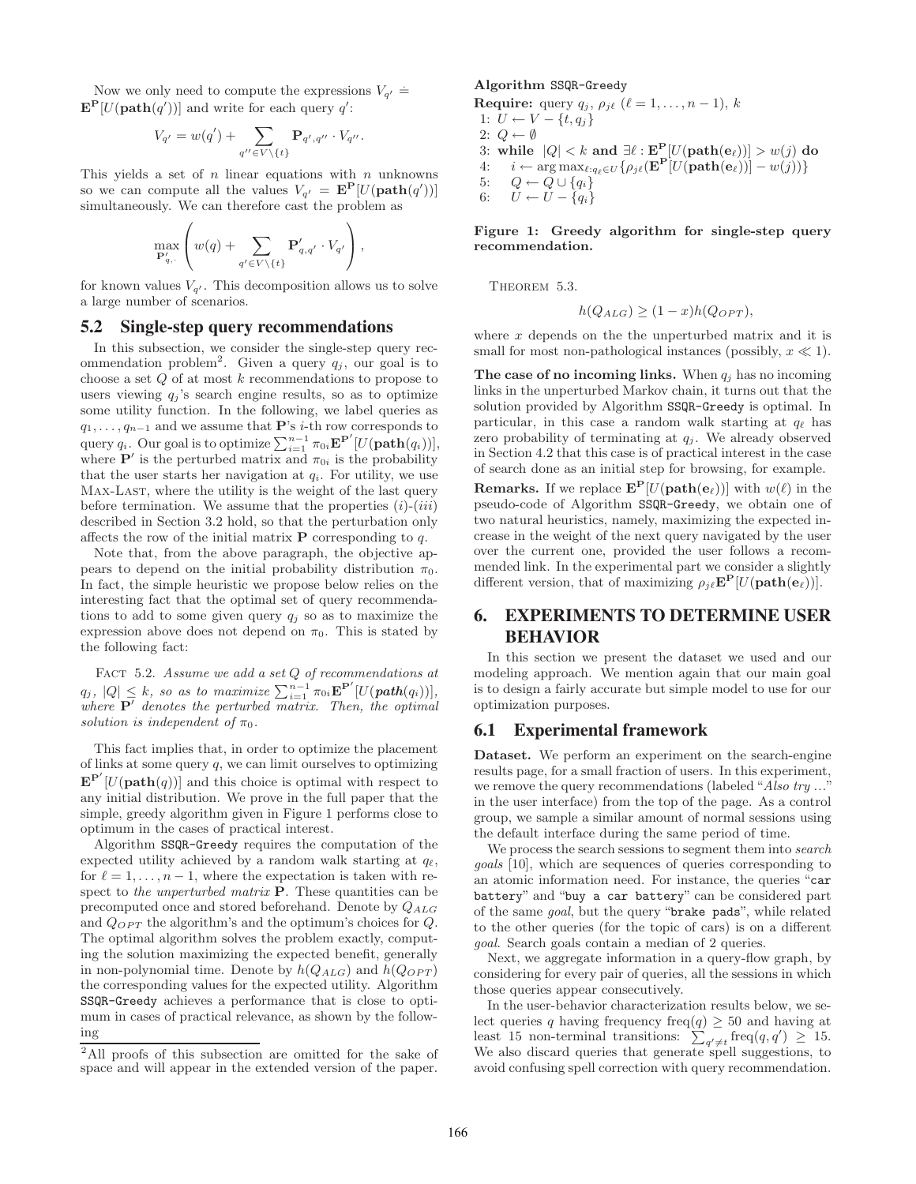Now we only need to compute the expressions $V_{q'} \doteq \mathbf{E}^{\mathbf{P}}[U(\mathbf{path}(q'))]$ and write for each query $q'$:

$$V_{q'} = w(q') + \sum_{q'' \in V \setminus \{t\}} \mathbf{P}_{q',q''} \cdot V_{q''}.$$

This yields a set of $n$ linear equations with $n$ unknowns so we can compute all the values $V_{q'} = \mathbf{E}^{\mathbf{P}}[U(\mathbf{path}(q'))]$ simultaneously. We can therefore cast the problem as

$$\max_{\mathbf{P}'_{q,\cdot}} \left( w(q) + \sum_{q' \in V \setminus \{t\}} \mathbf{P}'_{q,q'} \cdot V_{q'} \right),$$

for known values $V_{q'}$. This decomposition allows us to solve a large number of scenarios.

## 5.2 Single-step query recommendations

In this subsection, we consider the single-step query recommendation problem[2]. Given a query $q_j$, our goal is to choose a set $Q$ of at most $k$ recommendations to propose to users viewing $q_j$'s search engine results, so as to optimize some utility function. In the following, we label queries as $q_1, \ldots, q_{n-1}$ and we assume that $\mathbf{P}$'s $i$-th row corresponds to query $q_i$. Our goal is to optimize $\sum_{i=1}^{n-1} \pi_{0i} \mathbf{E}^{\mathbf{P}'}[U(\mathbf{path}(q_i))]$, where $\mathbf{P}'$ is the perturbed matrix and $\pi_{0i}$ is the probability that the user starts her navigation at $q_i$. For utility, we use Max-Last, where the utility is the weight of the last query before termination. We assume that the properties $(i)$-$(iii)$ described in Section 3.2 hold, so that the perturbation only affects the row of the initial matrix $\mathbf{P}$ corresponding to $q$.

Note that, from the above paragraph, the objective appears to depend on the initial probability distribution $\pi_0$. In fact, the simple heuristic we propose below relies on the interesting fact that the optimal set of query recommendations to add to some given query $q_j$ so as to maximize the expression above does not depend on $\pi_0$. This is stated by the following fact:

Fact 5.2. *Assume we add a set $Q$ of recommendations at $q_j$, $|Q| \leq k$, so as to maximize $\sum_{i=1}^{n-1} \pi_{0i} \mathbf{E}^{\mathbf{P}'}[U(\boldsymbol{path}(q_i))]$, where $\mathbf{P}'$ denotes the perturbed matrix. Then, the optimal solution is independent of $\pi_0$.*

This fact implies that, in order to optimize the placement of links at some query $q$, we can limit ourselves to optimizing $\mathbf{E}^{\mathbf{P}'}[U(\mathbf{path}(q))]$ and this choice is optimal with respect to any initial distribution. We prove in the full paper that the simple, greedy algorithm given in Figure 1 performs close to optimum in the cases of practical interest.

Algorithm SSQR-Greedy requires the computation of the expected utility achieved by a random walk starting at $q_\ell$, for $\ell = 1, \ldots, n-1$, where the expectation is taken with respect to *the unperturbed matrix* $\mathbf{P}$. These quantities can be precomputed once and stored beforehand. Denote by $Q_{ALG}$ and $Q_{OPT}$ the algorithm's and the optimum's choices for $Q$. The optimal algorithm solves the problem exactly, computing the solution maximizing the expected benefit, generally in non-polynomial time. Denote by $h(Q_{ALG})$ and $h(Q_{OPT})$ the corresponding values for the expected utility. Algorithm SSQR-Greedy achieves a performance that is close to optimum in cases of practical relevance, as shown by the following

[2] All proofs of this subsection are omitted for the sake of space and will appear in the extended version of the paper.

**Algorithm** SSQR-Greedy

**Require:** query $q_j$, $\rho_{j\ell}$ ($\ell = 1, \ldots, n-1$), $k$
1: $U \leftarrow V - \{t, q_j\}$
2: $Q \leftarrow \emptyset$
3: **while** $|Q| < k$ **and** $\exists \ell : \mathbf{E}^{\mathbf{P}}[U(\mathbf{path}(\mathbf{e}_\ell))] > w(j)$ **do**
4: $\quad i \leftarrow \arg\max_{\ell: q_\ell \in U} \{\rho_{j\ell}(\mathbf{E}^{\mathbf{P}}[U(\mathbf{path}(\mathbf{e}_\ell))] - w(j))\}$
5: $\quad Q \leftarrow Q \cup \{q_i\}$
6: $\quad U \leftarrow U - \{q_i\}$

**Figure 1: Greedy algorithm for single-step query recommendation.**

Theorem 5.3.

$$h(Q_{ALG}) \geq (1 - x) h(Q_{OPT}),$$

where $x$ depends on the the unperturbed matrix and it is small for most non-pathological instances (possibly, $x \ll 1$).

**The case of no incoming links.** When $q_j$ has no incoming links in the unperturbed Markov chain, it turns out that the solution provided by Algorithm SSQR-Greedy is optimal. In particular, in this case a random walk starting at $q_\ell$ has zero probability of terminating at $q_j$. We already observed in Section 4.2 that this case is of practical interest in the case of search done as an initial step for browsing, for example.

**Remarks.** If we replace $\mathbf{E}^{\mathbf{P}}[U(\mathbf{path}(\mathbf{e}_\ell))]$ with $w(\ell)$ in the pseudo-code of Algorithm SSQR-Greedy, we obtain one of two natural heuristics, namely, maximizing the expected increase in the weight of the next query navigated by the user over the current one, provided the user follows a recommended link. In the experimental part we consider a slightly different version, that of maximizing $\rho_{j\ell}\mathbf{E}^{\mathbf{P}}[U(\mathbf{path}(\mathbf{e}_\ell))]$.

# 6. EXPERIMENTS TO DETERMINE USER BEHAVIOR

In this section we present the dataset we used and our modeling approach. We mention again that our main goal is to design a fairly accurate but simple model to use for our optimization purposes.

## 6.1 Experimental framework

**Dataset.** We perform an experiment on the search-engine results page, for a small fraction of users. In this experiment, we remove the query recommendations (labeled "*Also try ...*" in the user interface) from the top of the page. As a control group, we sample a similar amount of normal sessions using the default interface during the same period of time.

We process the search sessions to segment them into *search goals* [10], which are sequences of queries corresponding to an atomic information need. For instance, the queries "car battery" and "buy a car battery" can be considered part of the same *goal*, but the query "brake pads", while related to the other queries (for the topic of cars) is on a different *goal*. Search goals contain a median of 2 queries.

Next, we aggregate information in a query-flow graph, by considering for every pair of queries, all the sessions in which those queries appear consecutively.

In the user-behavior characterization results below, we select queries $q$ having frequency $\text{freq}(q) \geq 50$ and having at least 15 non-terminal transitions: $\sum_{q' \neq t} \text{freq}(q, q') \geq 15$. We also discard queries that generate spell suggestions, to avoid confusing spell correction with query recommendation.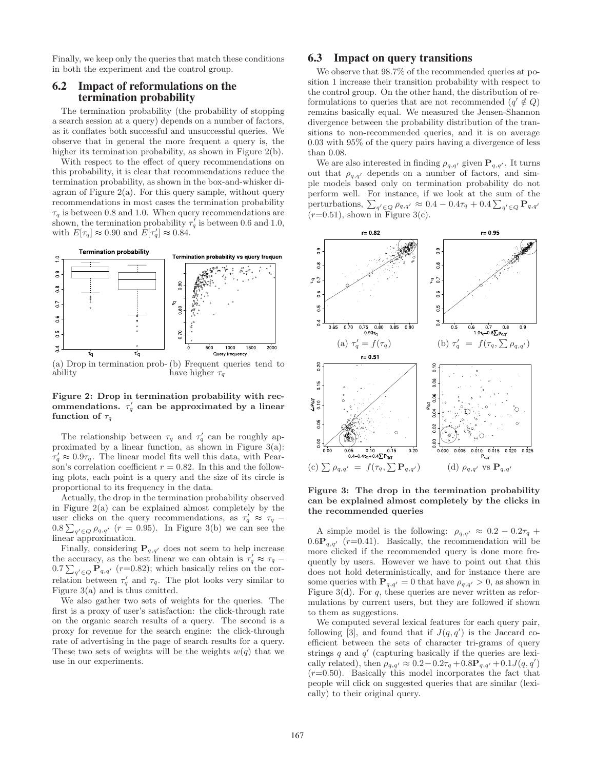Finally, we keep only the queries that match these conditions in both the experiment and the control group.

### 6.2 Impact of reformulations on the termination probability

The termination probability (the probability of stopping a search session at a query) depends on a number of factors, as it conflates both successful and unsuccessful queries. We observe that in general the more frequent a query is, the higher its termination probability, as shown in Figure 2(b).

With respect to the effect of query recommendations on this probability, it is clear that recommendations reduce the termination probability, as shown in the box-and-whisker diagram of Figure 2(a). For this query sample, without query recommendations in most cases the termination probability $\tau_q$ is between 0.8 and 1.0. When query recommendations are shown, the termination probability $\tau'_q$ is between 0.6 and 1.0, with $E[\tau_q] \approx 0.90$ and $E[\tau'_q] \approx 0.84$.

(a) Drop in termination probability

(b) Frequent queries tend to have higher $\tau_q$

**Figure 2: Drop in termination probability with recommendations. $\tau'_q$ can be approximated by a linear function of $\tau_q$**

The relationship between $\tau_q$ and $\tau'_q$ can be roughly approximated by a linear function, as shown in Figure 3(a): $\tau'_q \approx 0.9\tau_q$. The linear model fits well this data, with Pearson's correlation coefficient $r = 0.82$. In this and the following plots, each point is a query and the size of its circle is proportional to its frequency in the data.

Actually, the drop in the termination probability observed in Figure 2(a) can be explained almost completely by the user clicks on the query recommendations, as $\tau'_q \approx \tau_q - 0.8 \sum_{q' \in Q} \rho_{q,q'}$ ($r = 0.95$). In Figure 3(b) we can see the linear approximation.

Finally, considering $\mathbf{P}_{q,q'}$ does not seem to help increase the accuracy, as the best linear we can obtain is $\tau'_q \approx \tau_q - 0.7 \sum_{q' \in Q} \mathbf{P}_{q,q'}$ ($r$=0.82); which basically relies on the correlation between $\tau'_q$ and $\tau_q$. The plot looks very similar to Figure 3(a) and is thus omitted.

We also gather two sets of weights for the queries. The first is a proxy of user's satisfaction: the click-through rate on the organic search results of a query. The second is a proxy for revenue for the search engine: the click-through rate of advertising in the page of search results for a query. These two sets of weights will be the weights $w(q)$ that we use in our experiments.

### 6.3 Impact on query transitions

We observe that 98.7% of the recommended queries at position 1 increase their transition probability with respect to the control group. On the other hand, the distribution of reformulations to queries that are not recommended ($q' \notin Q$) remains basically equal. We measured the Jensen-Shannon divergence between the probability distribution of the transitions to non-recommended queries, and it is on average 0.03 with 95% of the query pairs having a divergence of less than 0.08.

We are also interested in finding $\rho_{q,q'}$ given $\mathbf{P}_{q,q'}$. It turns out that $\rho_{q,q'}$ depends on a number of factors, and simple models based only on termination probability do not perform well. For instance, if we look at the sum of the perturbations, $\sum_{q' \in Q} \rho_{q,q'} \approx 0.4 - 0.4\tau_q + 0.4 \sum_{q' \in Q} \mathbf{P}_{q,q'}$ ($r$=0.51), shown in Figure 3(c).

(a) $\tau'_q = f(\tau_q)$

(b) $\tau'_q = f(\tau_q, \sum \rho_{q,q'})$

(c) $\sum \rho_{q,q'} = f(\tau_q, \sum \mathbf{P}_{q,q'})$

(d) $\rho_{q,q'}$ vs $\mathbf{P}_{q,q'}$

**Figure 3: The drop in the termination probability can be explained almost completely by the clicks in the recommended queries**

A simple model is the following: $\rho_{q,q'} \approx 0.2 - 0.2\tau_q + 0.6\mathbf{P}_{q,q'}$ ($r$=0.41). Basically, the recommendation will be more clicked if the recommended query is done more frequently by users. However we have to point out that this does not hold deterministically, and for instance there are some queries with $\mathbf{P}_{q,q'} = 0$ that have $\rho_{q,q'} > 0$, as shown in Figure 3(d). For $q$, these queries are never written as reformulations by current users, but they are followed if shown to them as suggestions.

We computed several lexical features for each query pair, following [3], and found that if $J(q, q')$ is the Jaccard coefficient between the sets of character tri-grams of query strings $q$ and $q'$ (capturing basically if the queries are lexically related), then $\rho_{q,q'} \approx 0.2 - 0.2\tau_q + 0.8\mathbf{P}_{q,q'} + 0.1J(q, q')$ ($r$=0.50). Basically this model incorporates the fact that people will click on suggested queries that are similar (lexically) to their original query.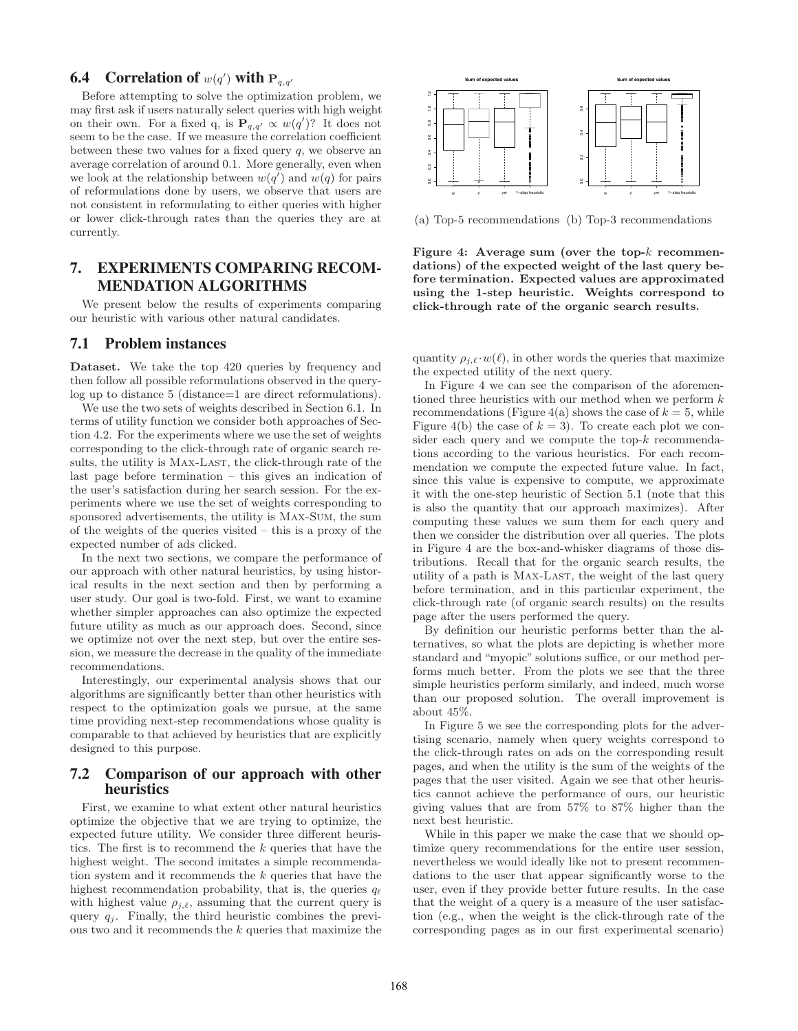### 6.4 Correlation of $w(q')$ with $\mathbf{P}_{q,q'}$

Before attempting to solve the optimization problem, we may first ask if users naturally select queries with high weight on their own. For a fixed q, is $\mathbf{P}_{q,q'} \propto w(q')$? It does not seem to be the case. If we measure the correlation coefficient between these two values for a fixed query $q$, we observe an average correlation of around 0.1. More generally, even when we look at the relationship between $w(q')$ and $w(q)$ for pairs of reformulations done by users, we observe that users are not consistent in reformulating to either queries with higher or lower click-through rates than the queries they are at currently.

## 7. EXPERIMENTS COMPARING RECOMMENDATION ALGORITHMS

We present below the results of experiments comparing our heuristic with various other natural candidates.

### 7.1 Problem instances

**Dataset.** We take the top 420 queries by frequency and then follow all possible reformulations observed in the query-log up to distance 5 (distance=1 are direct reformulations).

We use the two sets of weights described in Section 6.1. In terms of utility function we consider both approaches of Section 4.2. For the experiments where we use the set of weights corresponding to the click-through rate of organic search results, the utility is Max-Last, the click-through rate of the last page before termination – this gives an indication of the user's satisfaction during her search session. For the experiments where we use the set of weights corresponding to sponsored advertisements, the utility is Max-Sum, the sum of the weights of the queries visited – this is a proxy of the expected number of ads clicked.

In the next two sections, we compare the performance of our approach with other natural heuristics, by using historical results in the next section and then by performing a user study. Our goal is two-fold. First, we want to examine whether simpler approaches can also optimize the expected future utility as much as our approach does. Second, since we optimize not over the next step, but over the entire session, we measure the decrease in the quality of the immediate recommendations.

Interestingly, our experimental analysis shows that our algorithms are significantly better than other heuristics with respect to the optimization goals we pursue, at the same time providing next-step recommendations whose quality is comparable to that achieved by heuristics that are explicitly designed to this purpose.

### 7.2 Comparison of our approach with other heuristics

First, we examine to what extent other natural heuristics optimize the objective that we are trying to optimize, the expected future utility. We consider three different heuristics. The first is to recommend the $k$ queries that have the highest weight. The second imitates a simple recommendation system and it recommends the $k$ queries that have the highest recommendation probability, that is, the queries $q_\ell$ with highest value $\rho_{j,\ell}$, assuming that the current query is query $q_j$. Finally, the third heuristic combines the previous two and it recommends the $k$ queries that maximize the quantity $\rho_{j,\ell} \cdot w(\ell)$, in other words the queries that maximize the expected utility of the next query.

(a) Top-5 recommendations (b) Top-3 recommendations

**Figure 4: Average sum (over the top-$k$ recommendations) of the expected weight of the last query before termination. Expected values are approximated using the 1-step heuristic. Weights correspond to click-through rate of the organic search results.**

In Figure 4 we can see the comparison of the aforementioned three heuristics with our method when we perform $k$ recommendations (Figure 4(a) shows the case of $k = 5$, while Figure 4(b) the case of $k = 3$). To create each plot we consider each query and we compute the top-$k$ recommendations according to the various heuristics. For each recommendation we compute the expected future value. In fact, since this value is expensive to compute, we approximate it with the one-step heuristic of Section 5.1 (note that this is also the quantity that our approach maximizes). After computing these values we sum them for each query and then we consider the distribution over all queries. The plots in Figure 4 are the box-and-whisker diagrams of those distributions. Recall that for the organic search results, the utility of a path is Max-Last, the weight of the last query before termination, and in this particular experiment, the click-through rate (of organic search results) on the results page after the users performed the query.

By definition our heuristic performs better than the alternatives, so what the plots are depicting is whether more standard and "myopic" solutions suffice, or our method performs much better. From the plots we see that the three simple heuristics perform similarly, and indeed, much worse than our proposed solution. The overall improvement is about 45%.

In Figure 5 we see the corresponding plots for the advertising scenario, namely when query weights correspond to the click-through rates on ads on the corresponding result pages, and when the utility is the sum of the weights of the pages that the user visited. Again we see that other heuristics cannot achieve the performance of ours, our heuristic giving values that are from 57% to 87% higher than the next best heuristic.

While in this paper we make the case that we should optimize query recommendations for the entire user session, nevertheless we would ideally like not to present recommendations to the user that appear significantly worse to the user, even if they provide better future results. In the case that the weight of a query is a measure of the user satisfaction (e.g., when the weight is the click-through rate of the corresponding pages as in our first experimental scenario)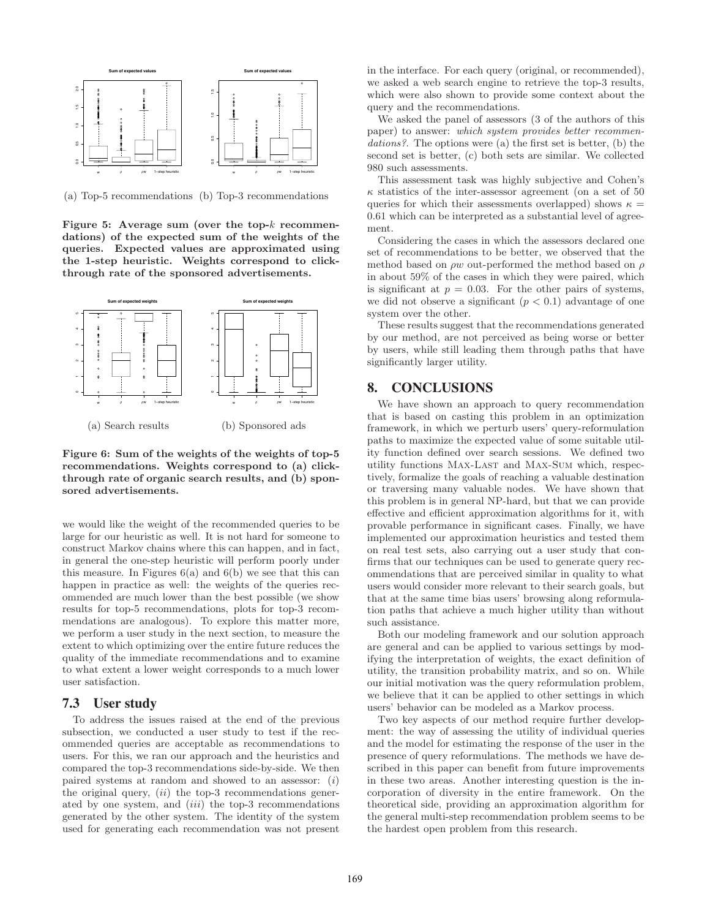Sum of expected values

2.0
1.5
1.0
0.5
0.0

w ρ ρw 1-step heuristic

Sum of expected values

1.5
1.0
0.5
0.0

w ρ ρw 1-step heuristic

(a) Top-5 recommendations (b) Top-3 recommendations

**Figure 5: Average sum (over the top-$k$ recommendations) of the expected sum of the weights of the queries. Expected values are approximated using the 1-step heuristic. Weights correspond to click-through rate of the sponsored advertisements.**

Sum of expected weights

5
4
3
2
1
0

w ρ ρw 1-step heuristic

Sum of expected weights

5
4
3
2
1
0

w ρ ρw 1-step heuristic

(a) Search results (b) Sponsored ads

**Figure 6: Sum of the weights of the weights of top-5 recommendations. Weights correspond to (a) click-through rate of organic search results, and (b) sponsored advertisements.**

we would like the weight of the recommended queries to be large for our heuristic as well. It is not hard for someone to construct Markov chains where this can happen, and in fact, in general the one-step heuristic will perform poorly under this measure. In Figures 6(a) and 6(b) we see that this can happen in practice as well: the weights of the queries recommended are much lower than the best possible (we show results for top-5 recommendations, plots for top-3 recommendations are analogous). To explore this matter more, we perform a user study in the next section, to measure the extent to which optimizing over the entire future reduces the quality of the immediate recommendations and to examine to what extent a lower weight corresponds to a much lower user satisfaction.

### 7.3 User study

To address the issues raised at the end of the previous subsection, we conducted a user study to test if the recommended queries are acceptable as recommendations to users. For this, we ran our approach and the heuristics and compared the top-3 recommendations side-by-side. We then paired systems at random and showed to an assessor: (*i*) the original query, (*ii*) the top-3 recommendations generated by one system, and (*iii*) the top-3 recommendations generated by the other system. The identity of the system used for generating each recommendation was not present in the interface. For each query (original, or recommended), we asked a web search engine to retrieve the top-3 results, which were also shown to provide some context about the query and the recommendations.

We asked the panel of assessors (3 of the authors of this paper) to answer: *which system provides better recommendations?*. The options were (a) the first set is better, (b) the second set is better, (c) both sets are similar. We collected 980 such assessments.

This assessment task was highly subjective and Cohen's $\kappa$ statistics of the inter-assessor agreement (on a set of 50 queries for which their assessments overlapped) shows $\kappa = 0.61$ which can be interpreted as a substantial level of agreement.

Considering the cases in which the assessors declared one set of recommendations to be better, we observed that the method based on $\rho w$ out-performed the method based on $\rho$ in about 59% of the cases in which they were paired, which is significant at $p = 0.03$. For the other pairs of systems, we did not observe a significant ($p < 0.1$) advantage of one system over the other.

These results suggest that the recommendations generated by our method, are not perceived as being worse or better by users, while still leading them through paths that have significantly larger utility.

## 8. CONCLUSIONS

We have shown an approach to query recommendation that is based on casting this problem in an optimization framework, in which we perturb users' query-reformulation paths to maximize the expected value of some suitable utility function defined over search sessions. We defined two utility functions Max-Last and Max-Sum which, respectively, formalize the goals of reaching a valuable destination or traversing many valuable nodes. We have shown that this problem is in general NP-hard, but that we can provide effective and efficient approximation algorithms for it, with provable performance in significant cases. Finally, we have implemented our approximation heuristics and tested them on real test sets, also carrying out a user study that confirms that our techniques can be used to generate query recommendations that are perceived similar in quality to what users would consider more relevant to their search goals, but that at the same time bias users' browsing along reformulation paths that achieve a much higher utility than without such assistance.

Both our modeling framework and our solution approach are general and can be applied to various settings by modifying the interpretation of weights, the exact definition of utility, the transition probability matrix, and so on. While our initial motivation was the query reformulation problem, we believe that it can be applied to other settings in which users' behavior can be modeled as a Markov process.

Two key aspects of our method require further development: the way of assessing the utility of individual queries and the model for estimating the response of the user in the presence of query reformulations. The methods we have described in this paper can benefit from future improvements in these two areas. Another interesting question is the incorporation of diversity in the entire framework. On the theoretical side, providing an approximation algorithm for the general multi-step recommendation problem seems to be the hardest open problem from this research.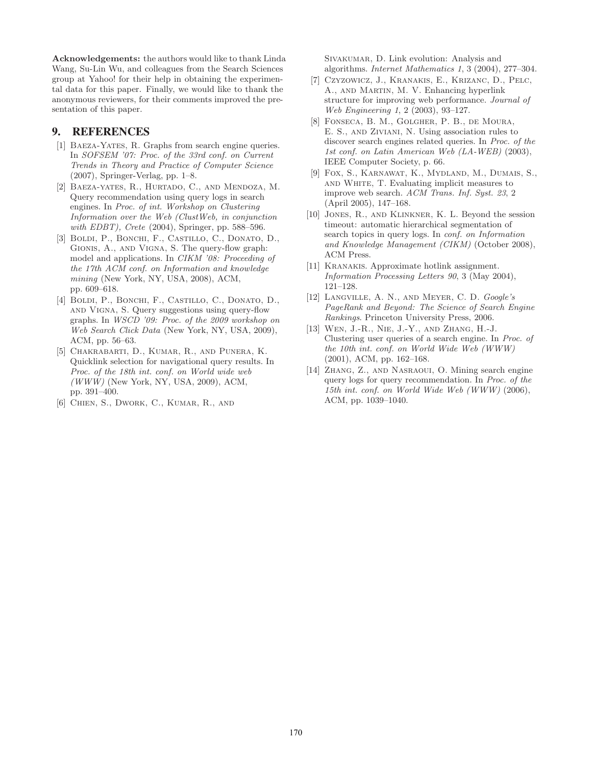**Acknowledgements:** the authors would like to thank Linda Wang, Su-Lin Wu, and colleagues from the Search Sciences group at Yahoo! for their help in obtaining the experimental data for this paper. Finally, we would like to thank the anonymous reviewers, for their comments improved the presentation of this paper.

## 9. REFERENCES

[1] Baeza-Yates, R. Graphs from search engine queries. In *SOFSEM '07: Proc. of the 33rd conf. on Current Trends in Theory and Practice of Computer Science* (2007), Springer-Verlag, pp. 1–8.

[2] Baeza-yates, R., Hurtado, C., and Mendoza, M. Query recommendation using query logs in search engines. In *Proc. of int. Workshop on Clustering Information over the Web (ClustWeb, in conjunction with EDBT), Crete* (2004), Springer, pp. 588–596.

[3] Boldi, P., Bonchi, F., Castillo, C., Donato, D., Gionis, A., and Vigna, S. The query-flow graph: model and applications. In *CIKM '08: Proceeding of the 17th ACM conf. on Information and knowledge mining* (New York, NY, USA, 2008), ACM, pp. 609–618.

[4] Boldi, P., Bonchi, F., Castillo, C., Donato, D., and Vigna, S. Query suggestions using query-flow graphs. In *WSCD '09: Proc. of the 2009 workshop on Web Search Click Data* (New York, NY, USA, 2009), ACM, pp. 56–63.

[5] Chakrabarti, D., Kumar, R., and Punera, K. Quicklink selection for navigational query results. In *Proc. of the 18th int. conf. on World wide web (WWW)* (New York, NY, USA, 2009), ACM, pp. 391–400.

[6] Chien, S., Dwork, C., Kumar, R., and Sivakumar, D. Link evolution: Analysis and algorithms. *Internet Mathematics 1*, 3 (2004), 277–304.

[7] Czyzowicz, J., Kranakis, E., Krizanc, D., Pelc, A., and Martin, M. V. Enhancing hyperlink structure for improving web performance. *Journal of Web Engineering 1*, 2 (2003), 93–127.

[8] Fonseca, B. M., Golgher, P. B., de Moura, E. S., and Ziviani, N. Using association rules to discover search engines related queries. In *Proc. of the 1st conf. on Latin American Web (LA-WEB)* (2003), IEEE Computer Society, p. 66.

[9] Fox, S., Karnawat, K., Mydland, M., Dumais, S., and White, T. Evaluating implicit measures to improve web search. *ACM Trans. Inf. Syst. 23*, 2 (April 2005), 147–168.

[10] Jones, R., and Klinkner, K. L. Beyond the session timeout: automatic hierarchical segmentation of search topics in query logs. In *conf. on Information and Knowledge Management (CIKM)* (October 2008), ACM Press.

[11] Kranakis. Approximate hotlink assignment. *Information Processing Letters 90*, 3 (May 2004), 121–128.

[12] Langville, A. N., and Meyer, C. D. *Google's PageRank and Beyond: The Science of Search Engine Rankings*. Princeton University Press, 2006.

[13] Wen, J.-R., Nie, J.-Y., and Zhang, H.-J. Clustering user queries of a search engine. In *Proc. of the 10th int. conf. on World Wide Web (WWW)* (2001), ACM, pp. 162–168.

[14] Zhang, Z., and Nasraoui, O. Mining search engine query logs for query recommendation. In *Proc. of the 15th int. conf. on World Wide Web (WWW)* (2006), ACM, pp. 1039–1040.